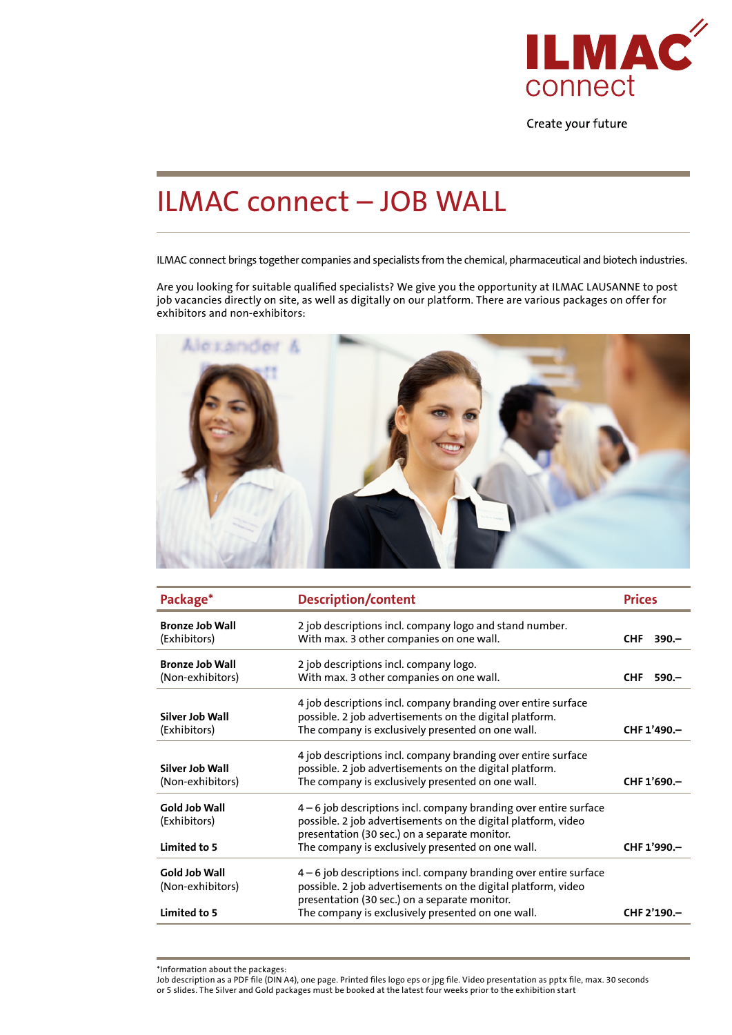ILMAC connect

Create your future

# ILMAC connect – JOB WALL

ILMAC connect brings together companies and specialists from the chemical, pharmaceutical and biotech industries.

Are you looking for suitable qualified specialists? We give you the opportunity at ILMAC LAUSANNE to post job vacancies directly on site, as well as digitally on our platform. There are various packages on offer for exhibitors and non-exhibitors:

| Package* | Description/content | Prices |
|---|---|---|
| **Bronze Job Wall** (Exhibitors) | 2 job descriptions incl. company logo and stand number. With max. 3 other companies on one wall. | **CHF 390.–** |
| **Bronze Job Wall** (Non-exhibitors) | 2 job descriptions incl. company logo. With max. 3 other companies on one wall. | **CHF 590.–** |
| **Silver Job Wall** (Exhibitors) | 4 job descriptions incl. company branding over entire surface possible. 2 job advertisements on the digital platform. The company is exclusively presented on one wall. | **CHF 1'490.–** |
| **Silver Job Wall** (Non-exhibitors) | 4 job descriptions incl. company branding over entire surface possible. 2 job advertisements on the digital platform. The company is exclusively presented on one wall. | **CHF 1'690.–** |
| **Gold Job Wall** (Exhibitors) **Limited to 5** | 4 – 6 job descriptions incl. company branding over entire surface possible. 2 job advertisements on the digital platform, video presentation (30 sec.) on a separate monitor. The company is exclusively presented on one wall. | **CHF 1'990.–** |
| **Gold Job Wall** (Non-exhibitors) **Limited to 5** | 4 – 6 job descriptions incl. company branding over entire surface possible. 2 job advertisements on the digital platform, video presentation (30 sec.) on a separate monitor. The company is exclusively presented on one wall. | **CHF 2'190.–** |

*Information about the packages:
Job description as a PDF file (DIN A4), one page. Printed files logo eps or jpg file. Video presentation as pptx file, max. 30 seconds or 5 slides. The Silver and Gold packages must be booked at the latest four weeks prior to the exhibition start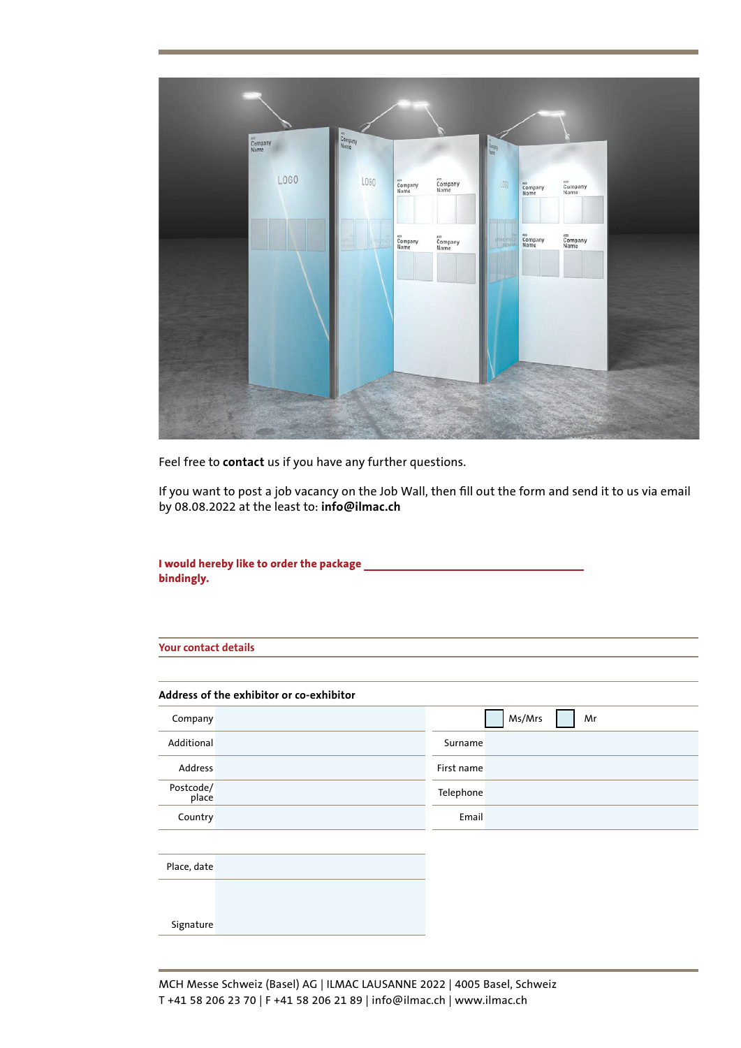Feel free to **contact** us if you have any further questions.

If you want to post a job vacancy on the Job Wall, then fill out the form and send it to us via email by 08.08.2022 at the least to: **info@ilmac.ch**

**I would hereby like to order the package ______________________________ bindingly.**

## Your contact details

### Address of the exhibitor or co-exhibitor

| | | | |
|---|---|---|---|
| Company | | ☐ Ms/Mrs ☐ Mr | |
| Additional | | Surname | |
| Address | | First name | |
| Postcode/ place | | Telephone | |
| Country | | Email | |

| | |
|---|---|
| Place, date | |
| Signature | |

MCH Messe Schweiz (Basel) AG | ILMAC LAUSANNE 2022 | 4005 Basel, Schweiz
T +41 58 206 23 70 | F +41 58 206 21 89 | info@ilmac.ch | www.ilmac.ch